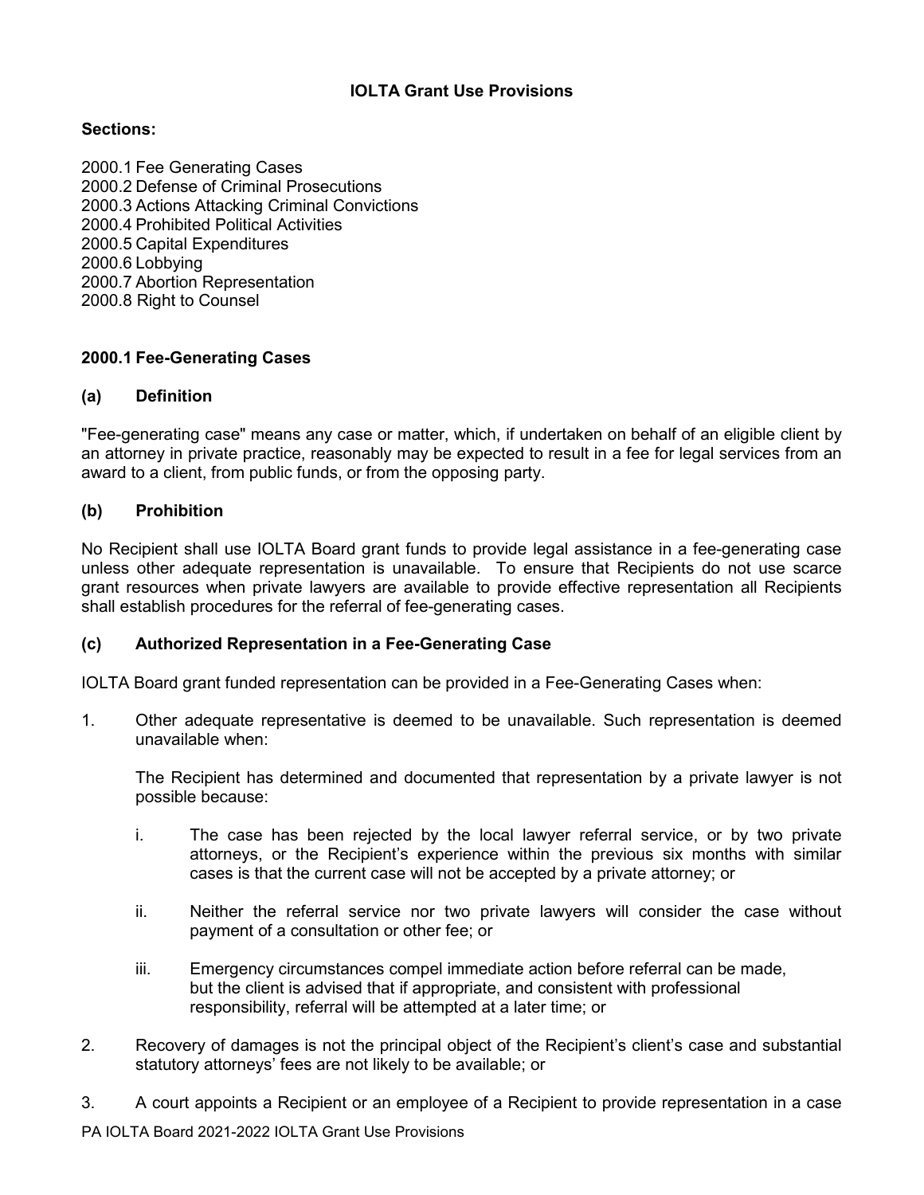# IOLTA Grant Use Provisions

**Sections:**

2000.1 Fee Generating Cases
2000.2 Defense of Criminal Prosecutions
2000.3 Actions Attacking Criminal Convictions
2000.4 Prohibited Political Activities
2000.5 Capital Expenditures
2000.6 Lobbying
2000.7 Abortion Representation
2000.8 Right to Counsel

## 2000.1 Fee-Generating Cases

### (a) Definition

"Fee-generating case" means any case or matter, which, if undertaken on behalf of an eligible client by an attorney in private practice, reasonably may be expected to result in a fee for legal services from an award to a client, from public funds, or from the opposing party.

### (b) Prohibition

No Recipient shall use IOLTA Board grant funds to provide legal assistance in a fee-generating case unless other adequate representation is unavailable. To ensure that Recipients do not use scarce grant resources when private lawyers are available to provide effective representation all Recipients shall establish procedures for the referral of fee-generating cases.

### (c) Authorized Representation in a Fee-Generating Case

IOLTA Board grant funded representation can be provided in a Fee-Generating Cases when:

1. Other adequate representative is deemed to be unavailable. Such representation is deemed unavailable when:

   The Recipient has determined and documented that representation by a private lawyer is not possible because:

   i. The case has been rejected by the local lawyer referral service, or by two private attorneys, or the Recipient's experience within the previous six months with similar cases is that the current case will not be accepted by a private attorney; or

   ii. Neither the referral service nor two private lawyers will consider the case without payment of a consultation or other fee; or

   iii. Emergency circumstances compel immediate action before referral can be made, but the client is advised that if appropriate, and consistent with professional responsibility, referral will be attempted at a later time; or

2. Recovery of damages is not the principal object of the Recipient's client's case and substantial statutory attorneys' fees are not likely to be available; or

3. A court appoints a Recipient or an employee of a Recipient to provide representation in a case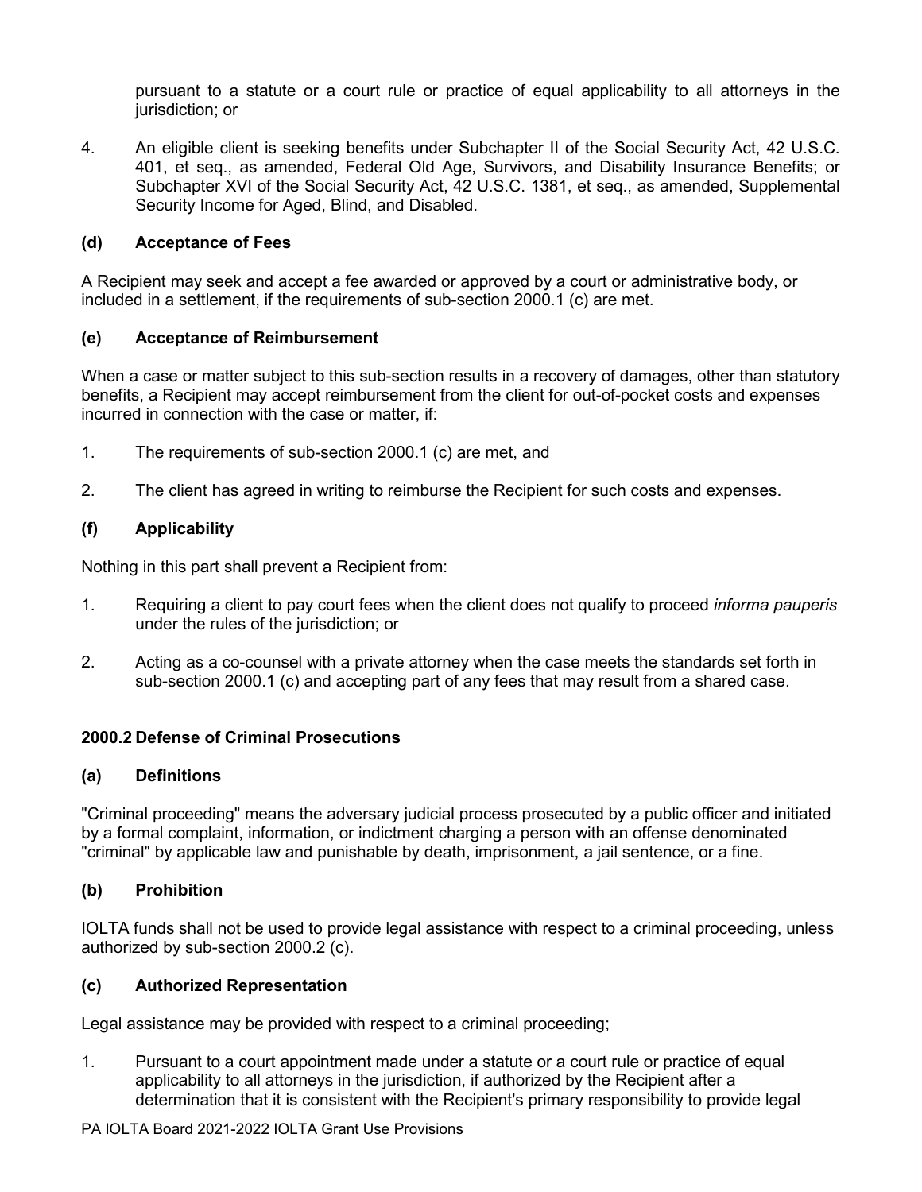pursuant to a statute or a court rule or practice of equal applicability to all attorneys in the jurisdiction; or

4. An eligible client is seeking benefits under Subchapter II of the Social Security Act, 42 U.S.C. 401, et seq., as amended, Federal Old Age, Survivors, and Disability Insurance Benefits; or Subchapter XVI of the Social Security Act, 42 U.S.C. 1381, et seq., as amended, Supplemental Security Income for Aged, Blind, and Disabled.

**(d) Acceptance of Fees**

A Recipient may seek and accept a fee awarded or approved by a court or administrative body, or included in a settlement, if the requirements of sub-section 2000.1 (c) are met.

**(e) Acceptance of Reimbursement**

When a case or matter subject to this sub-section results in a recovery of damages, other than statutory benefits, a Recipient may accept reimbursement from the client for out-of-pocket costs and expenses incurred in connection with the case or matter, if:

1. The requirements of sub-section 2000.1 (c) are met, and
2. The client has agreed in writing to reimburse the Recipient for such costs and expenses.

**(f) Applicability**

Nothing in this part shall prevent a Recipient from:

1. Requiring a client to pay court fees when the client does not qualify to proceed *informa pauperis* under the rules of the jurisdiction; or
2. Acting as a co-counsel with a private attorney when the case meets the standards set forth in sub-section 2000.1 (c) and accepting part of any fees that may result from a shared case.

## 2000.2 Defense of Criminal Prosecutions

**(a) Definitions**

"Criminal proceeding" means the adversary judicial process prosecuted by a public officer and initiated by a formal complaint, information, or indictment charging a person with an offense denominated "criminal" by applicable law and punishable by death, imprisonment, a jail sentence, or a fine.

**(b) Prohibition**

IOLTA funds shall not be used to provide legal assistance with respect to a criminal proceeding, unless authorized by sub-section 2000.2 (c).

**(c) Authorized Representation**

Legal assistance may be provided with respect to a criminal proceeding;

1. Pursuant to a court appointment made under a statute or a court rule or practice of equal applicability to all attorneys in the jurisdiction, if authorized by the Recipient after a determination that it is consistent with the Recipient's primary responsibility to provide legal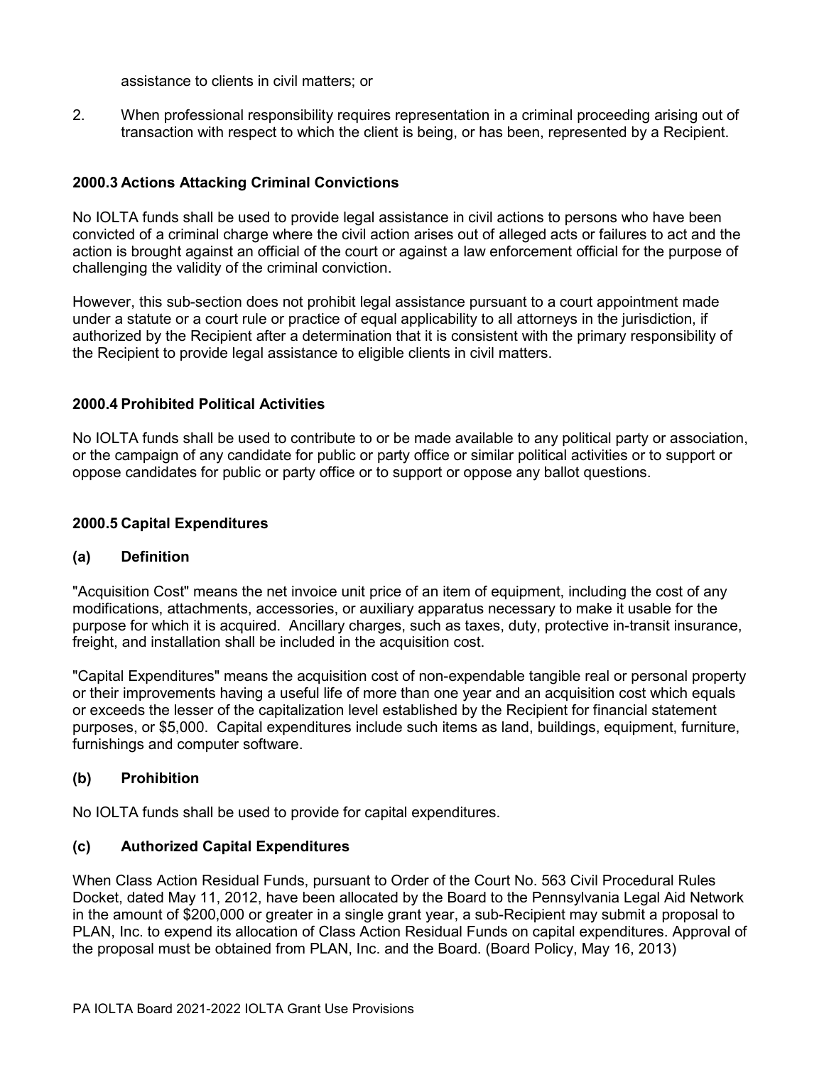assistance to clients in civil matters; or

2. When professional responsibility requires representation in a criminal proceeding arising out of transaction with respect to which the client is being, or has been, represented by a Recipient.

### 2000.3 Actions Attacking Criminal Convictions

No IOLTA funds shall be used to provide legal assistance in civil actions to persons who have been convicted of a criminal charge where the civil action arises out of alleged acts or failures to act and the action is brought against an official of the court or against a law enforcement official for the purpose of challenging the validity of the criminal conviction.

However, this sub-section does not prohibit legal assistance pursuant to a court appointment made under a statute or a court rule or practice of equal applicability to all attorneys in the jurisdiction, if authorized by the Recipient after a determination that it is consistent with the primary responsibility of the Recipient to provide legal assistance to eligible clients in civil matters.

### 2000.4 Prohibited Political Activities

No IOLTA funds shall be used to contribute to or be made available to any political party or association, or the campaign of any candidate for public or party office or similar political activities or to support or oppose candidates for public or party office or to support or oppose any ballot questions.

### 2000.5 Capital Expenditures

#### (a) Definition

"Acquisition Cost" means the net invoice unit price of an item of equipment, including the cost of any modifications, attachments, accessories, or auxiliary apparatus necessary to make it usable for the purpose for which it is acquired. Ancillary charges, such as taxes, duty, protective in-transit insurance, freight, and installation shall be included in the acquisition cost.

"Capital Expenditures" means the acquisition cost of non-expendable tangible real or personal property or their improvements having a useful life of more than one year and an acquisition cost which equals or exceeds the lesser of the capitalization level established by the Recipient for financial statement purposes, or $5,000. Capital expenditures include such items as land, buildings, equipment, furniture, furnishings and computer software.

#### (b) Prohibition

No IOLTA funds shall be used to provide for capital expenditures.

#### (c) Authorized Capital Expenditures

When Class Action Residual Funds, pursuant to Order of the Court No. 563 Civil Procedural Rules Docket, dated May 11, 2012, have been allocated by the Board to the Pennsylvania Legal Aid Network in the amount of $200,000 or greater in a single grant year, a sub-Recipient may submit a proposal to PLAN, Inc. to expend its allocation of Class Action Residual Funds on capital expenditures. Approval of the proposal must be obtained from PLAN, Inc. and the Board. (Board Policy, May 16, 2013)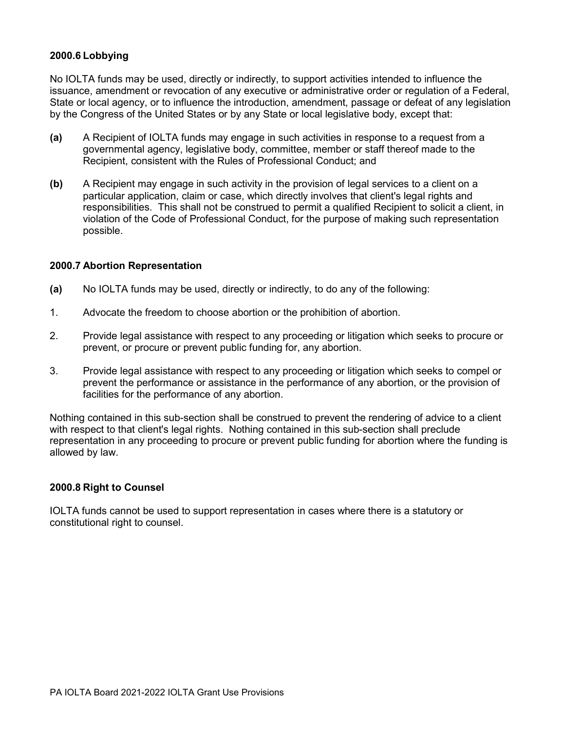**2000.6 Lobbying**

No IOLTA funds may be used, directly or indirectly, to support activities intended to influence the issuance, amendment or revocation of any executive or administrative order or regulation of a Federal, State or local agency, or to influence the introduction, amendment, passage or defeat of any legislation by the Congress of the United States or by any State or local legislative body, except that:

**(a)** A Recipient of IOLTA funds may engage in such activities in response to a request from a governmental agency, legislative body, committee, member or staff thereof made to the Recipient, consistent with the Rules of Professional Conduct; and

**(b)** A Recipient may engage in such activity in the provision of legal services to a client on a particular application, claim or case, which directly involves that client's legal rights and responsibilities. This shall not be construed to permit a qualified Recipient to solicit a client, in violation of the Code of Professional Conduct, for the purpose of making such representation possible.

**2000.7 Abortion Representation**

**(a)** No IOLTA funds may be used, directly or indirectly, to do any of the following:

1. Advocate the freedom to choose abortion or the prohibition of abortion.
2. Provide legal assistance with respect to any proceeding or litigation which seeks to procure or prevent, or procure or prevent public funding for, any abortion.
3. Provide legal assistance with respect to any proceeding or litigation which seeks to compel or prevent the performance or assistance in the performance of any abortion, or the provision of facilities for the performance of any abortion.

Nothing contained in this sub-section shall be construed to prevent the rendering of advice to a client with respect to that client's legal rights. Nothing contained in this sub-section shall preclude representation in any proceeding to procure or prevent public funding for abortion where the funding is allowed by law.

**2000.8 Right to Counsel**

IOLTA funds cannot be used to support representation in cases where there is a statutory or constitutional right to counsel.